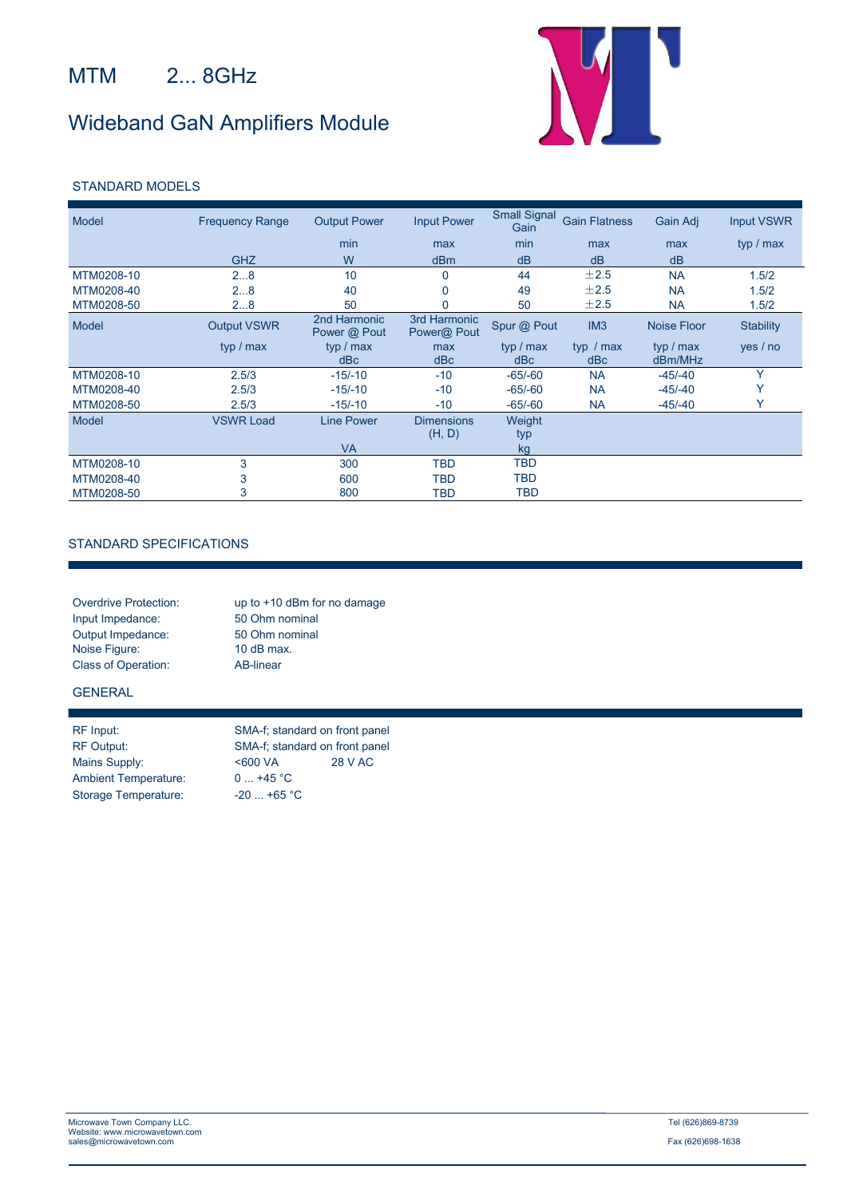# MTM 2... 8GHz

# Wideband GaN Amplifiers Module

## STANDARD MODELS

| Model | Frequency Range | Output Power | Input Power | Small Signal Gain | Gain Flatness | Gain Adj | Input VSWR |
|---|---|---|---|---|---|---|---|
| | | min | max | min | max | max | typ / max |
| | GHZ | W | dBm | dB | dB | dB | |
| MTM0208-10 | 2…8 | 10 | 0 | 44 | ±2.5 | NA | 1.5/2 |
| MTM0208-40 | 2…8 | 40 | 0 | 49 | ±2.5 | NA | 1.5/2 |
| MTM0208-50 | 2…8 | 50 | 0 | 50 | ±2.5 | NA | 1.5/2 |

| Model | Output VSWR | 2nd Harmonic Power @ Pout | 3rd Harmonic Power@ Pout | Spur @ Pout | IM3 | Noise Floor | Stability |
|---|---|---|---|---|---|---|---|
| | typ / max | typ / max dBc | max dBc | typ / max dBc | typ / max dBc | typ / max dBm/MHz | yes / no |
| MTM0208-10 | 2.5/3 | -15/-10 | -10 | -65/-60 | NA | -45/-40 | Y |
| MTM0208-40 | 2.5/3 | -15/-10 | -10 | -65/-60 | NA | -45/-40 | Y |
| MTM0208-50 | 2.5/3 | -15/-10 | -10 | -65/-60 | NA | -45/-40 | Y |

| Model | VSWR Load | Line Power | Dimensions (H, D) | Weight typ |
|---|---|---|---|---|
| | | VA | | kg |
| MTM0208-10 | 3 | 300 | TBD | TBD |
| MTM0208-40 | 3 | 600 | TBD | TBD |
| MTM0208-50 | 3 | 800 | TBD | TBD |

## STANDARD SPECIFICATIONS

| | |
|---|---|
| Overdrive Protection: | up to +10 dBm for no damage |
| Input Impedance: | 50 Ohm nominal |
| Output Impedance: | 50 Ohm nominal |
| Noise Figure: | 10 dB max. |
| Class of Operation: | AB-linear |

## GENERAL

| | |
|---|---|
| RF Input: | SMA-f; standard on front panel |
| RF Output: | SMA-f; standard on front panel |
| Mains Supply: | <600 VA 28 V AC |
| Ambient Temperature: | 0 ... +45 °C |
| Storage Temperature: | -20 ... +65 °C |

Microwave Town Company LLC.
Website: www.microwavetown.com
sales@microwavetown.com

Tel (626)869-8739

Fax (626)698-1638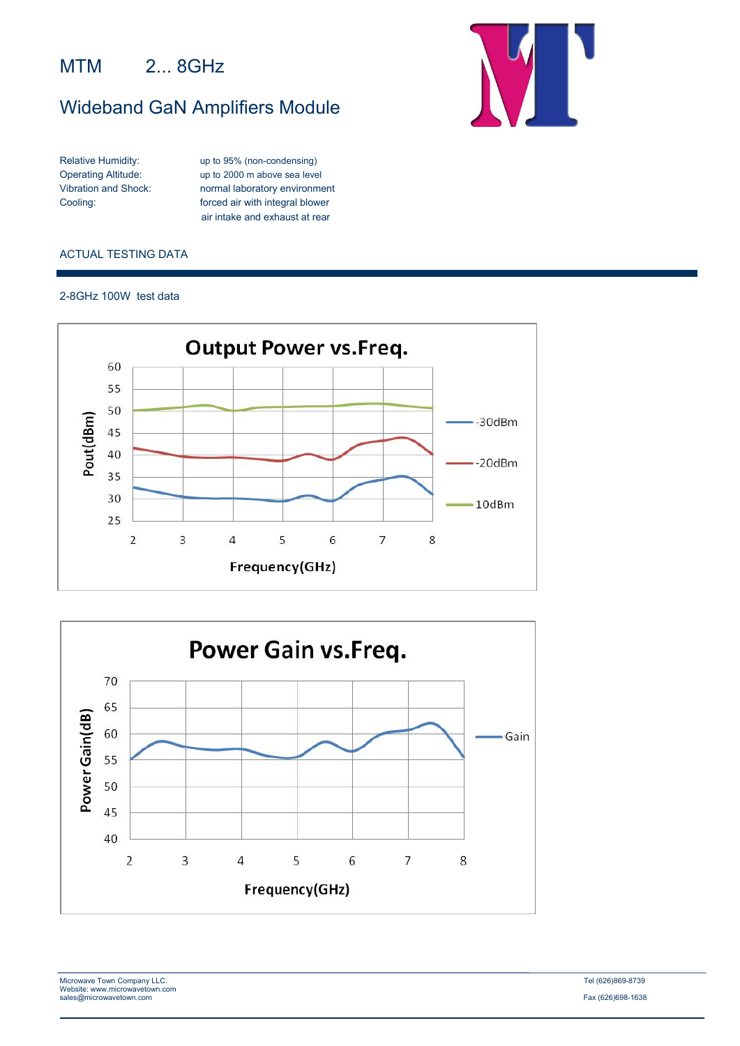# MTM 2... 8GHz

## Wideband GaN Amplifiers Module

| | |
|---|---|
| Relative Humidity: | up to 95% (non-condensing) |
| Operating Altitude: | up to 2000 m above sea level |
| Vibration and Shock: | normal laboratory environment |
| Cooling: | forced air with integral blower |
| | air intake and exhaust at rear |

### ACTUAL TESTING DATA

2-8GHz 100W test data

Output Power vs.Freq.

Pout(dBm)

60
55
50
45
40
35
30
25

2 3 4 5 6 7 8

Frequency(GHz)

-30dBm
-20dBm
10dBm

Power Gain vs.Freq.

Power Gain(dB)

70
65
60
55
50
45
40

2 3 4 5 6 7 8

Frequency(GHz)

Gain

Microwave Town Company LLC.
Website: www.microwavetown.com
sales@microwavetown.com

Tel (626)869-8739
Fax (626)698-1638